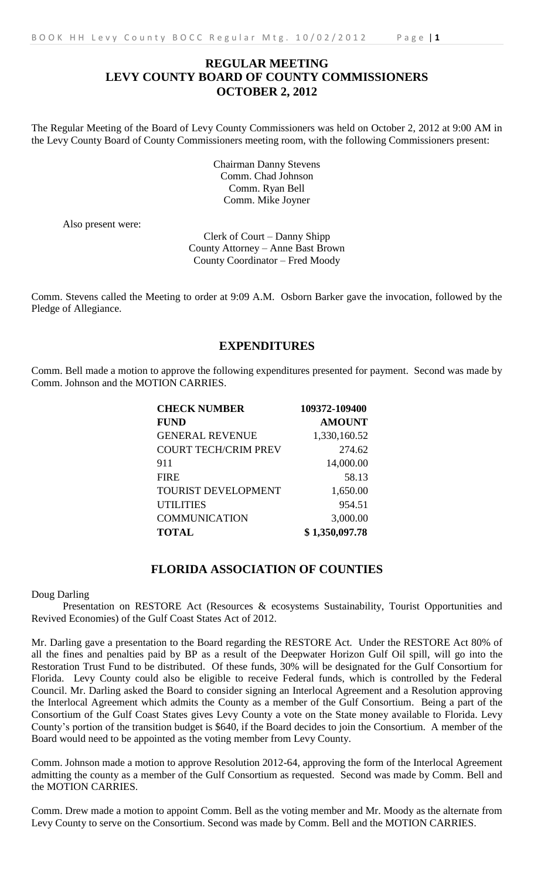# REGULAR MEETING
# LEVY COUNTY BOARD OF COUNTY COMMISSIONERS
# OCTOBER 2, 2012

The Regular Meeting of the Board of Levy County Commissioners was held on October 2, 2012 at 9:00 AM in the Levy County Board of County Commissioners meeting room, with the following Commissioners present:

Chairman Danny Stevens
Comm. Chad Johnson
Comm. Ryan Bell
Comm. Mike Joyner

Also present were:

Clerk of Court – Danny Shipp
County Attorney – Anne Bast Brown
County Coordinator – Fred Moody

Comm. Stevens called the Meeting to order at 9:09 A.M. Osborn Barker gave the invocation, followed by the Pledge of Allegiance.

## EXPENDITURES

Comm. Bell made a motion to approve the following expenditures presented for payment. Second was made by Comm. Johnson and the MOTION CARRIES.

| **CHECK NUMBER** | **109372-109400** |
|---|---|
| **FUND** | **AMOUNT** |
| GENERAL REVENUE | 1,330,160.52 |
| COURT TECH/CRIM PREV | 274.62 |
| 911 | 14,000.00 |
| FIRE | 58.13 |
| TOURIST DEVELOPMENT | 1,650.00 |
| UTILITIES | 954.51 |
| COMMUNICATION | 3,000.00 |
| **TOTAL** | **$ 1,350,097.78** |

## FLORIDA ASSOCIATION OF COUNTIES

Doug Darling

Presentation on RESTORE Act (Resources & ecosystems Sustainability, Tourist Opportunities and Revived Economies) of the Gulf Coast States Act of 2012.

Mr. Darling gave a presentation to the Board regarding the RESTORE Act. Under the RESTORE Act 80% of all the fines and penalties paid by BP as a result of the Deepwater Horizon Gulf Oil spill, will go into the Restoration Trust Fund to be distributed. Of these funds, 30% will be designated for the Gulf Consortium for Florida. Levy County could also be eligible to receive Federal funds, which is controlled by the Federal Council. Mr. Darling asked the Board to consider signing an Interlocal Agreement and a Resolution approving the Interlocal Agreement which admits the County as a member of the Gulf Consortium. Being a part of the Consortium of the Gulf Coast States gives Levy County a vote on the State money available to Florida. Levy County's portion of the transition budget is $640, if the Board decides to join the Consortium. A member of the Board would need to be appointed as the voting member from Levy County.

Comm. Johnson made a motion to approve Resolution 2012-64, approving the form of the Interlocal Agreement admitting the county as a member of the Gulf Consortium as requested. Second was made by Comm. Bell and the MOTION CARRIES.

Comm. Drew made a motion to appoint Comm. Bell as the voting member and Mr. Moody as the alternate from Levy County to serve on the Consortium. Second was made by Comm. Bell and the MOTION CARRIES.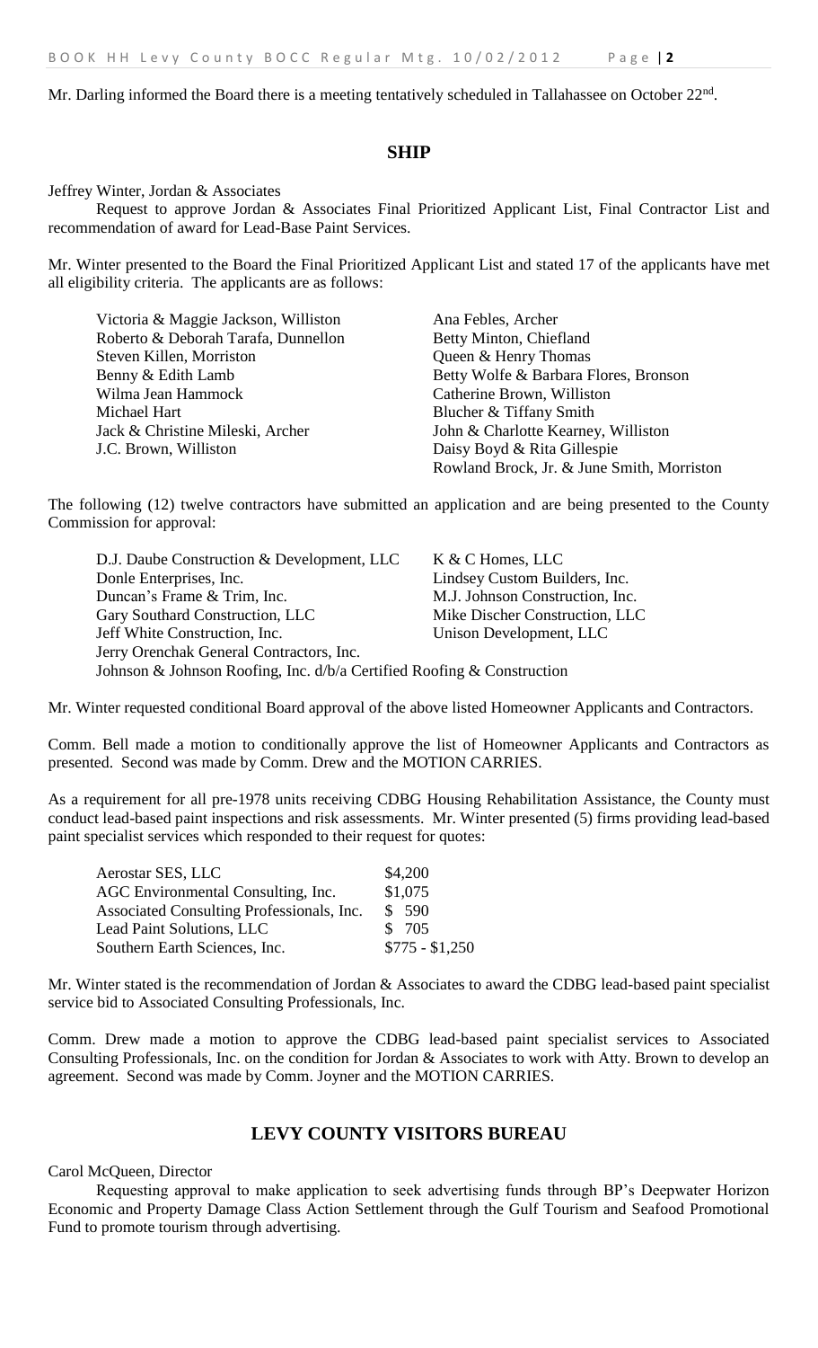Mr. Darling informed the Board there is a meeting tentatively scheduled in Tallahassee on October 22nd.

## SHIP

Jeffrey Winter, Jordan & Associates

Request to approve Jordan & Associates Final Prioritized Applicant List, Final Contractor List and recommendation of award for Lead-Base Paint Services.

Mr. Winter presented to the Board the Final Prioritized Applicant List and stated 17 of the applicants have met all eligibility criteria. The applicants are as follows:

Victoria & Maggie Jackson, Williston
Roberto & Deborah Tarafa, Dunnellon
Steven Killen, Morriston
Benny & Edith Lamb
Wilma Jean Hammock
Michael Hart
Jack & Christine Mileski, Archer
J.C. Brown, Williston
Ana Febles, Archer
Betty Minton, Chiefland
Queen & Henry Thomas
Betty Wolfe & Barbara Flores, Bronson
Catherine Brown, Williston
Blucher & Tiffany Smith
John & Charlotte Kearney, Williston
Daisy Boyd & Rita Gillespie
Rowland Brock, Jr. & June Smith, Morriston

The following (12) twelve contractors have submitted an application and are being presented to the County Commission for approval:

D.J. Daube Construction & Development, LLC
Donle Enterprises, Inc.
Duncan's Frame & Trim, Inc.
Gary Southard Construction, LLC
Jeff White Construction, Inc.
Jerry Orenchak General Contractors, Inc.
Johnson & Johnson Roofing, Inc. d/b/a Certified Roofing & Construction
K & C Homes, LLC
Lindsey Custom Builders, Inc.
M.J. Johnson Construction, Inc.
Mike Discher Construction, LLC
Unison Development, LLC

Mr. Winter requested conditional Board approval of the above listed Homeowner Applicants and Contractors.

Comm. Bell made a motion to conditionally approve the list of Homeowner Applicants and Contractors as presented. Second was made by Comm. Drew and the MOTION CARRIES.

As a requirement for all pre-1978 units receiving CDBG Housing Rehabilitation Assistance, the County must conduct lead-based paint inspections and risk assessments. Mr. Winter presented (5) firms providing lead-based paint specialist services which responded to their request for quotes:

| Firm | Quote |
|---|---|
| Aerostar SES, LLC | $4,200 |
| AGC Environmental Consulting, Inc. | $1,075 |
| Associated Consulting Professionals, Inc. | $ 590 |
| Lead Paint Solutions, LLC | $ 705 |
| Southern Earth Sciences, Inc. | $775 - $1,250 |

Mr. Winter stated is the recommendation of Jordan & Associates to award the CDBG lead-based paint specialist service bid to Associated Consulting Professionals, Inc.

Comm. Drew made a motion to approve the CDBG lead-based paint specialist services to Associated Consulting Professionals, Inc. on the condition for Jordan & Associates to work with Atty. Brown to develop an agreement. Second was made by Comm. Joyner and the MOTION CARRIES.

## LEVY COUNTY VISITORS BUREAU

Carol McQueen, Director

Requesting approval to make application to seek advertising funds through BP's Deepwater Horizon Economic and Property Damage Class Action Settlement through the Gulf Tourism and Seafood Promotional Fund to promote tourism through advertising.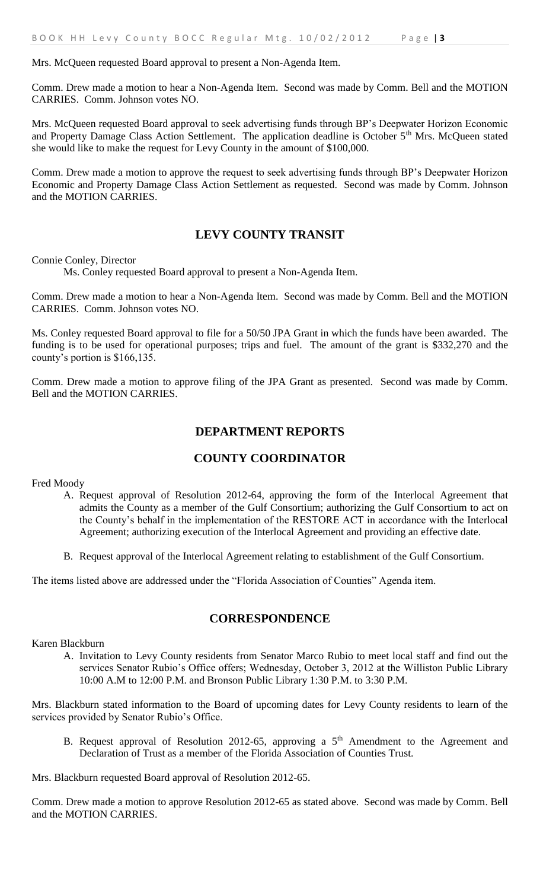Mrs. McQueen requested Board approval to present a Non-Agenda Item.

Comm. Drew made a motion to hear a Non-Agenda Item. Second was made by Comm. Bell and the MOTION CARRIES. Comm. Johnson votes NO.

Mrs. McQueen requested Board approval to seek advertising funds through BP's Deepwater Horizon Economic and Property Damage Class Action Settlement. The application deadline is October 5th Mrs. McQueen stated she would like to make the request for Levy County in the amount of $100,000.

Comm. Drew made a motion to approve the request to seek advertising funds through BP's Deepwater Horizon Economic and Property Damage Class Action Settlement as requested. Second was made by Comm. Johnson and the MOTION CARRIES.

## LEVY COUNTY TRANSIT

Connie Conley, Director

Ms. Conley requested Board approval to present a Non-Agenda Item.

Comm. Drew made a motion to hear a Non-Agenda Item. Second was made by Comm. Bell and the MOTION CARRIES. Comm. Johnson votes NO.

Ms. Conley requested Board approval to file for a 50/50 JPA Grant in which the funds have been awarded. The funding is to be used for operational purposes; trips and fuel. The amount of the grant is $332,270 and the county's portion is $166,135.

Comm. Drew made a motion to approve filing of the JPA Grant as presented. Second was made by Comm. Bell and the MOTION CARRIES.

## DEPARTMENT REPORTS

## COUNTY COORDINATOR

Fred Moody

A. Request approval of Resolution 2012-64, approving the form of the Interlocal Agreement that admits the County as a member of the Gulf Consortium; authorizing the Gulf Consortium to act on the County's behalf in the implementation of the RESTORE ACT in accordance with the Interlocal Agreement; authorizing execution of the Interlocal Agreement and providing an effective date.

B. Request approval of the Interlocal Agreement relating to establishment of the Gulf Consortium.

The items listed above are addressed under the "Florida Association of Counties" Agenda item.

## CORRESPONDENCE

Karen Blackburn

A. Invitation to Levy County residents from Senator Marco Rubio to meet local staff and find out the services Senator Rubio's Office offers; Wednesday, October 3, 2012 at the Williston Public Library 10:00 A.M to 12:00 P.M. and Bronson Public Library 1:30 P.M. to 3:30 P.M.

Mrs. Blackburn stated information to the Board of upcoming dates for Levy County residents to learn of the services provided by Senator Rubio's Office.

B. Request approval of Resolution 2012-65, approving a 5th Amendment to the Agreement and Declaration of Trust as a member of the Florida Association of Counties Trust.

Mrs. Blackburn requested Board approval of Resolution 2012-65.

Comm. Drew made a motion to approve Resolution 2012-65 as stated above. Second was made by Comm. Bell and the MOTION CARRIES.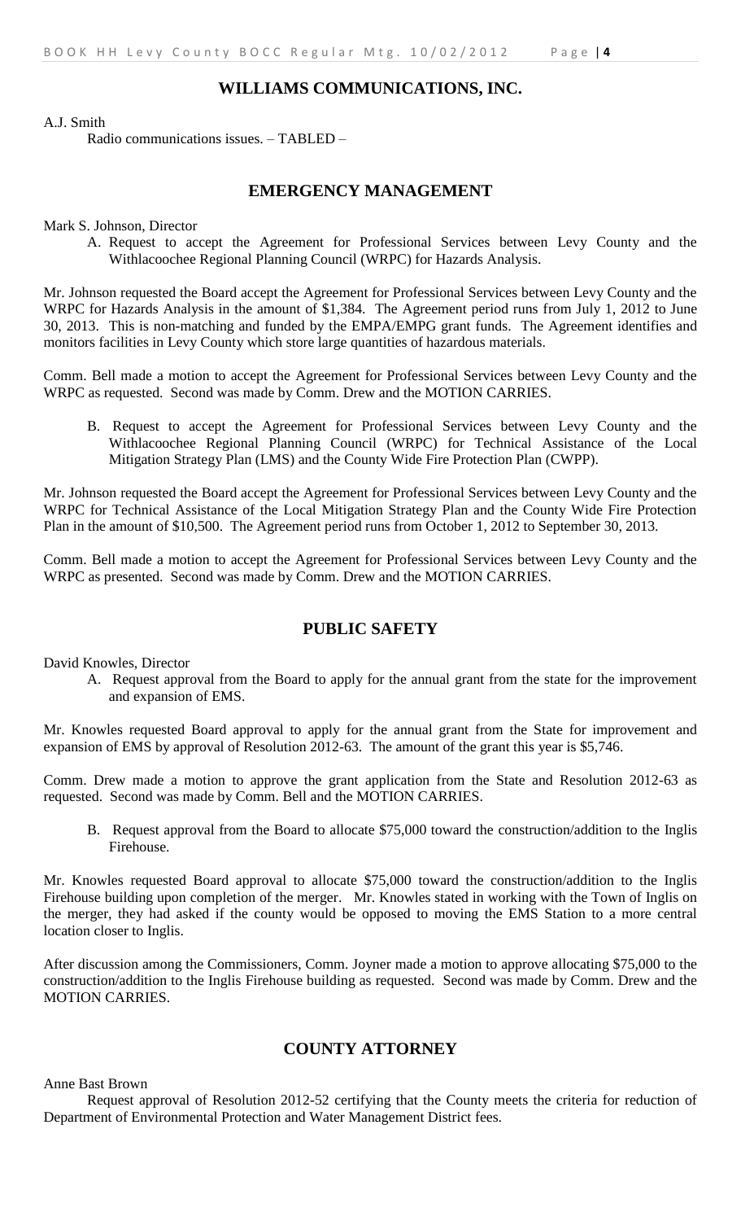## WILLIAMS COMMUNICATIONS, INC.

A.J. Smith

Radio communications issues. – TABLED –

## EMERGENCY MANAGEMENT

Mark S. Johnson, Director

A. Request to accept the Agreement for Professional Services between Levy County and the Withlacoochee Regional Planning Council (WRPC) for Hazards Analysis.

Mr. Johnson requested the Board accept the Agreement for Professional Services between Levy County and the WRPC for Hazards Analysis in the amount of $1,384. The Agreement period runs from July 1, 2012 to June 30, 2013. This is non-matching and funded by the EMPA/EMPG grant funds. The Agreement identifies and monitors facilities in Levy County which store large quantities of hazardous materials.

Comm. Bell made a motion to accept the Agreement for Professional Services between Levy County and the WRPC as requested. Second was made by Comm. Drew and the MOTION CARRIES.

B. Request to accept the Agreement for Professional Services between Levy County and the Withlacoochee Regional Planning Council (WRPC) for Technical Assistance of the Local Mitigation Strategy Plan (LMS) and the County Wide Fire Protection Plan (CWPP).

Mr. Johnson requested the Board accept the Agreement for Professional Services between Levy County and the WRPC for Technical Assistance of the Local Mitigation Strategy Plan and the County Wide Fire Protection Plan in the amount of $10,500. The Agreement period runs from October 1, 2012 to September 30, 2013.

Comm. Bell made a motion to accept the Agreement for Professional Services between Levy County and the WRPC as presented. Second was made by Comm. Drew and the MOTION CARRIES.

## PUBLIC SAFETY

David Knowles, Director

A. Request approval from the Board to apply for the annual grant from the state for the improvement and expansion of EMS.

Mr. Knowles requested Board approval to apply for the annual grant from the State for improvement and expansion of EMS by approval of Resolution 2012-63. The amount of the grant this year is $5,746.

Comm. Drew made a motion to approve the grant application from the State and Resolution 2012-63 as requested. Second was made by Comm. Bell and the MOTION CARRIES.

B. Request approval from the Board to allocate $75,000 toward the construction/addition to the Inglis Firehouse.

Mr. Knowles requested Board approval to allocate $75,000 toward the construction/addition to the Inglis Firehouse building upon completion of the merger. Mr. Knowles stated in working with the Town of Inglis on the merger, they had asked if the county would be opposed to moving the EMS Station to a more central location closer to Inglis.

After discussion among the Commissioners, Comm. Joyner made a motion to approve allocating $75,000 to the construction/addition to the Inglis Firehouse building as requested. Second was made by Comm. Drew and the MOTION CARRIES.

## COUNTY ATTORNEY

Anne Bast Brown

Request approval of Resolution 2012-52 certifying that the County meets the criteria for reduction of Department of Environmental Protection and Water Management District fees.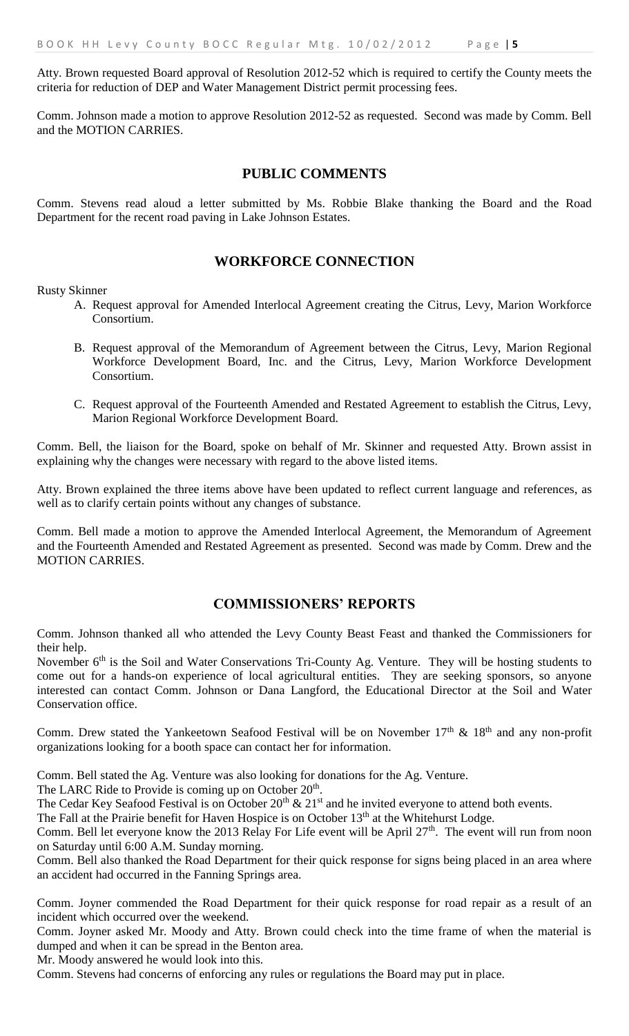Atty. Brown requested Board approval of Resolution 2012-52 which is required to certify the County meets the criteria for reduction of DEP and Water Management District permit processing fees.

Comm. Johnson made a motion to approve Resolution 2012-52 as requested. Second was made by Comm. Bell and the MOTION CARRIES.

## PUBLIC COMMENTS

Comm. Stevens read aloud a letter submitted by Ms. Robbie Blake thanking the Board and the Road Department for the recent road paving in Lake Johnson Estates.

## WORKFORCE CONNECTION

Rusty Skinner

A. Request approval for Amended Interlocal Agreement creating the Citrus, Levy, Marion Workforce Consortium.

B. Request approval of the Memorandum of Agreement between the Citrus, Levy, Marion Regional Workforce Development Board, Inc. and the Citrus, Levy, Marion Workforce Development Consortium.

C. Request approval of the Fourteenth Amended and Restated Agreement to establish the Citrus, Levy, Marion Regional Workforce Development Board.

Comm. Bell, the liaison for the Board, spoke on behalf of Mr. Skinner and requested Atty. Brown assist in explaining why the changes were necessary with regard to the above listed items.

Atty. Brown explained the three items above have been updated to reflect current language and references, as well as to clarify certain points without any changes of substance.

Comm. Bell made a motion to approve the Amended Interlocal Agreement, the Memorandum of Agreement and the Fourteenth Amended and Restated Agreement as presented. Second was made by Comm. Drew and the MOTION CARRIES.

## COMMISSIONERS' REPORTS

Comm. Johnson thanked all who attended the Levy County Beast Feast and thanked the Commissioners for their help.

November 6th is the Soil and Water Conservations Tri-County Ag. Venture. They will be hosting students to come out for a hands-on experience of local agricultural entities. They are seeking sponsors, so anyone interested can contact Comm. Johnson or Dana Langford, the Educational Director at the Soil and Water Conservation office.

Comm. Drew stated the Yankeetown Seafood Festival will be on November 17th & 18th and any non-profit organizations looking for a booth space can contact her for information.

Comm. Bell stated the Ag. Venture was also looking for donations for the Ag. Venture.
The LARC Ride to Provide is coming up on October 20th.
The Cedar Key Seafood Festival is on October 20th & 21st and he invited everyone to attend both events.
The Fall at the Prairie benefit for Haven Hospice is on October 13th at the Whitehurst Lodge.
Comm. Bell let everyone know the 2013 Relay For Life event will be April 27th. The event will run from noon on Saturday until 6:00 A.M. Sunday morning.
Comm. Bell also thanked the Road Department for their quick response for signs being placed in an area where an accident had occurred in the Fanning Springs area.

Comm. Joyner commended the Road Department for their quick response for road repair as a result of an incident which occurred over the weekend.
Comm. Joyner asked Mr. Moody and Atty. Brown could check into the time frame of when the material is dumped and when it can be spread in the Benton area.
Mr. Moody answered he would look into this.
Comm. Stevens had concerns of enforcing any rules or regulations the Board may put in place.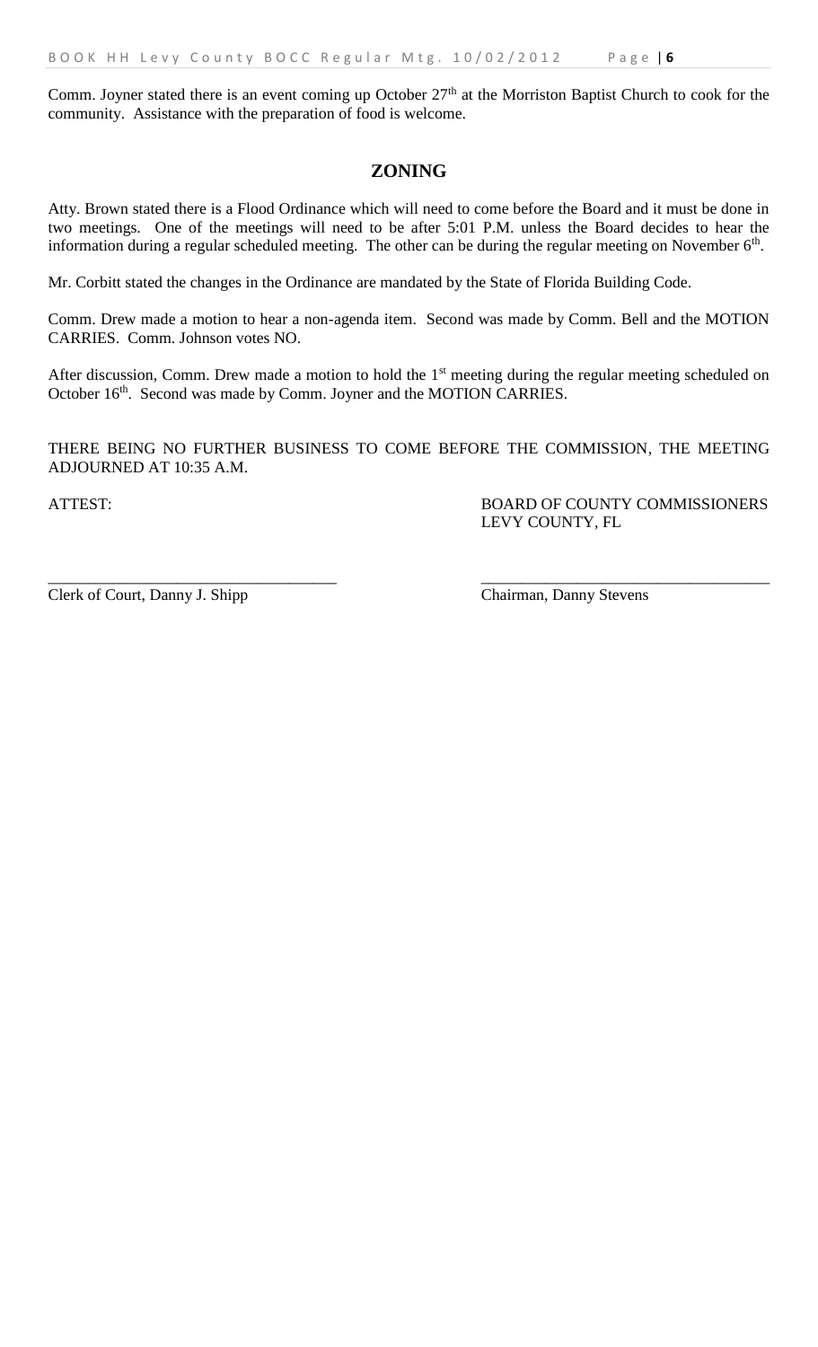Comm. Joyner stated there is an event coming up October 27th at the Morriston Baptist Church to cook for the community. Assistance with the preparation of food is welcome.

## ZONING

Atty. Brown stated there is a Flood Ordinance which will need to come before the Board and it must be done in two meetings. One of the meetings will need to be after 5:01 P.M. unless the Board decides to hear the information during a regular scheduled meeting. The other can be during the regular meeting on November 6th.

Mr. Corbitt stated the changes in the Ordinance are mandated by the State of Florida Building Code.

Comm. Drew made a motion to hear a non-agenda item. Second was made by Comm. Bell and the MOTION CARRIES. Comm. Johnson votes NO.

After discussion, Comm. Drew made a motion to hold the 1st meeting during the regular meeting scheduled on October 16th. Second was made by Comm. Joyner and the MOTION CARRIES.

THERE BEING NO FURTHER BUSINESS TO COME BEFORE THE COMMISSION, THE MEETING ADJOURNED AT 10:35 A.M.

ATTEST:

BOARD OF COUNTY COMMISSIONERS
LEVY COUNTY, FL

\_\_\_\_\_\_\_\_\_\_\_\_\_\_\_\_\_\_\_\_\_\_\_\_\_\_\_\_\_\_\_\_\_\_\_\_
Clerk of Court, Danny J. Shipp

\_\_\_\_\_\_\_\_\_\_\_\_\_\_\_\_\_\_\_\_\_\_\_\_\_\_\_\_\_\_\_\_\_\_\_\_
Chairman, Danny Stevens